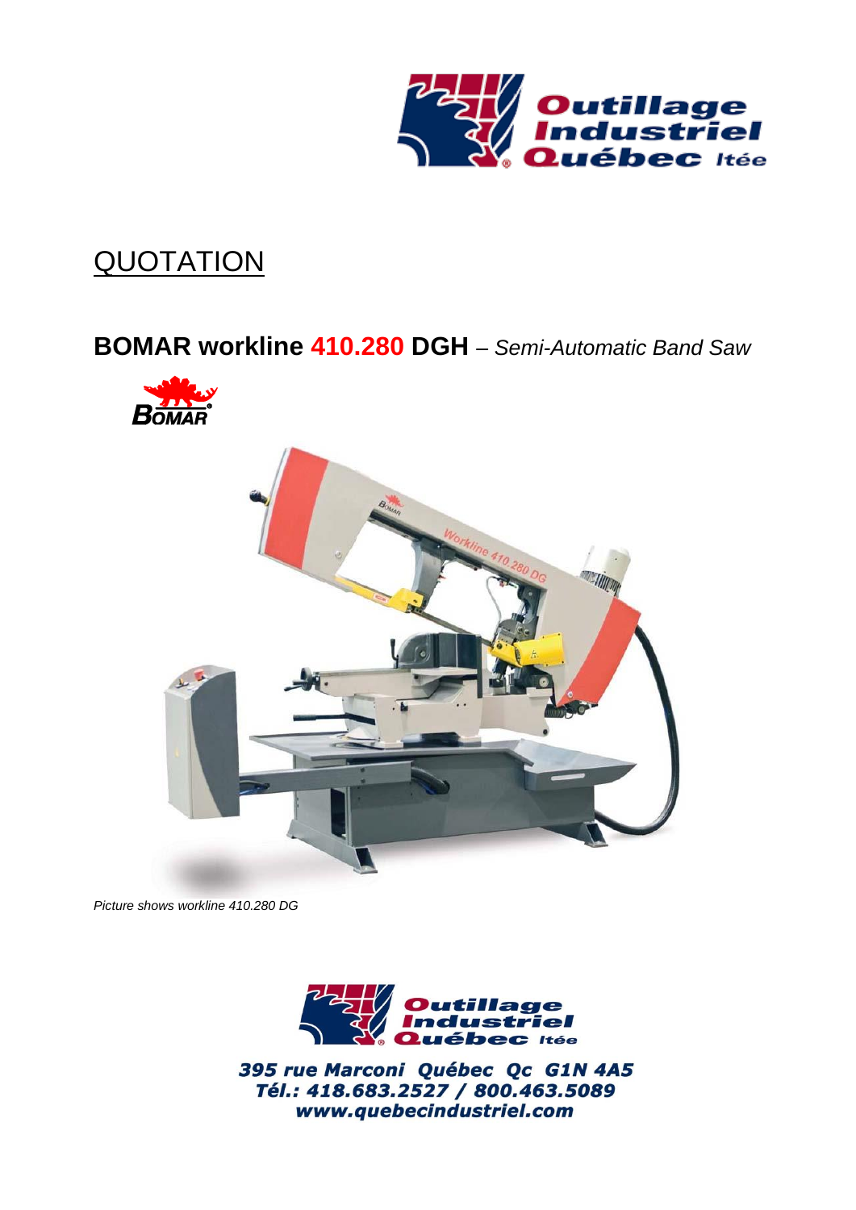# QUOTATION

## **BOMAR workline 410.280 DGH** – *Semi-Automatic Band Saw*

*Picture shows workline 410.280 DG*

**395 rue Marconi Québec Qc G1N 4A5**
**Tél.: 418.683.2527 / 800.463.5089**
**www.quebecindustriel.com**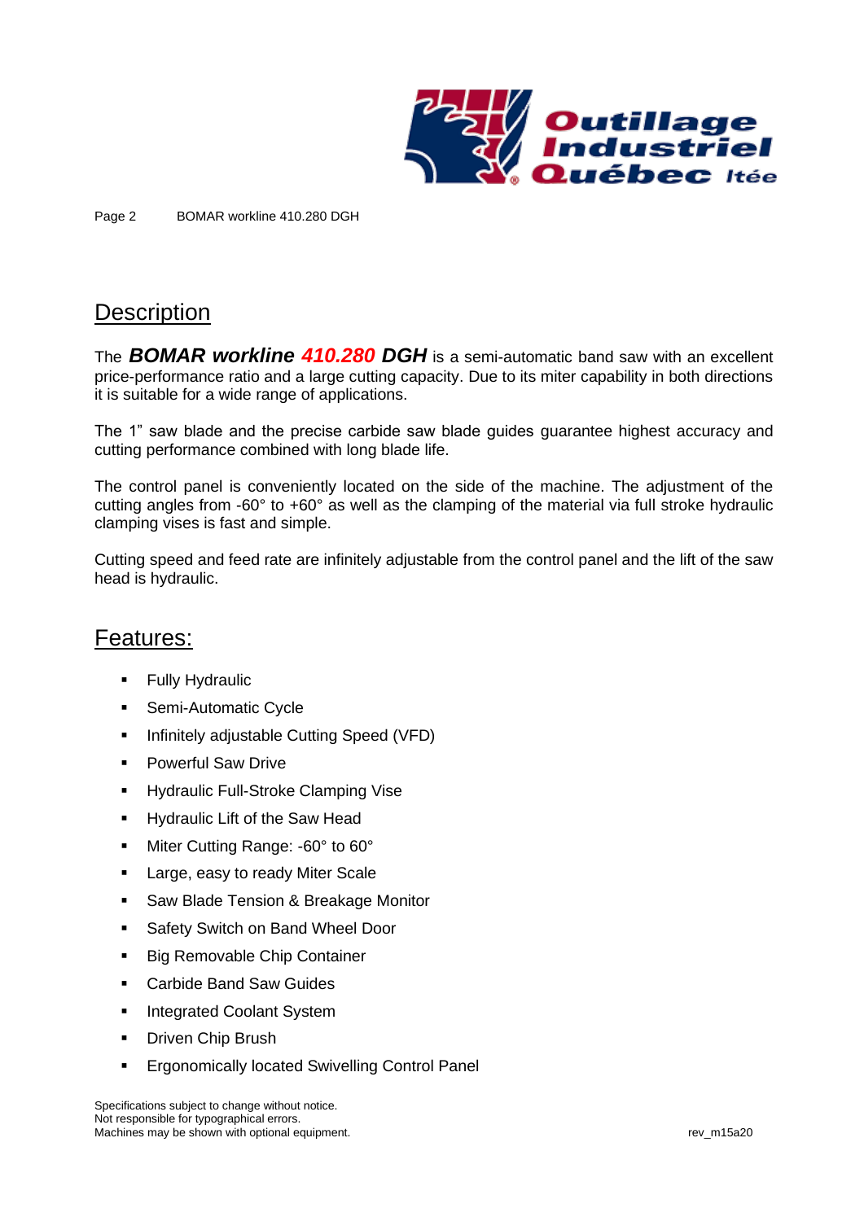## Description

The ***BOMAR workline 410.280 DGH*** is a semi-automatic band saw with an excellent price-performance ratio and a large cutting capacity. Due to its miter capability in both directions it is suitable for a wide range of applications.

The 1" saw blade and the precise carbide saw blade guides guarantee highest accuracy and cutting performance combined with long blade life.

The control panel is conveniently located on the side of the machine. The adjustment of the cutting angles from -60° to +60° as well as the clamping of the material via full stroke hydraulic clamping vises is fast and simple.

Cutting speed and feed rate are infinitely adjustable from the control panel and the lift of the saw head is hydraulic.

## Features:

- Fully Hydraulic
- Semi-Automatic Cycle
- Infinitely adjustable Cutting Speed (VFD)
- Powerful Saw Drive
- Hydraulic Full-Stroke Clamping Vise
- Hydraulic Lift of the Saw Head
- Miter Cutting Range: -60° to 60°
- Large, easy to ready Miter Scale
- Saw Blade Tension & Breakage Monitor
- Safety Switch on Band Wheel Door
- Big Removable Chip Container
- Carbide Band Saw Guides
- Integrated Coolant System
- Driven Chip Brush
- Ergonomically located Swivelling Control Panel

Specifications subject to change without notice.
Not responsible for typographical errors.
Machines may be shown with optional equipment.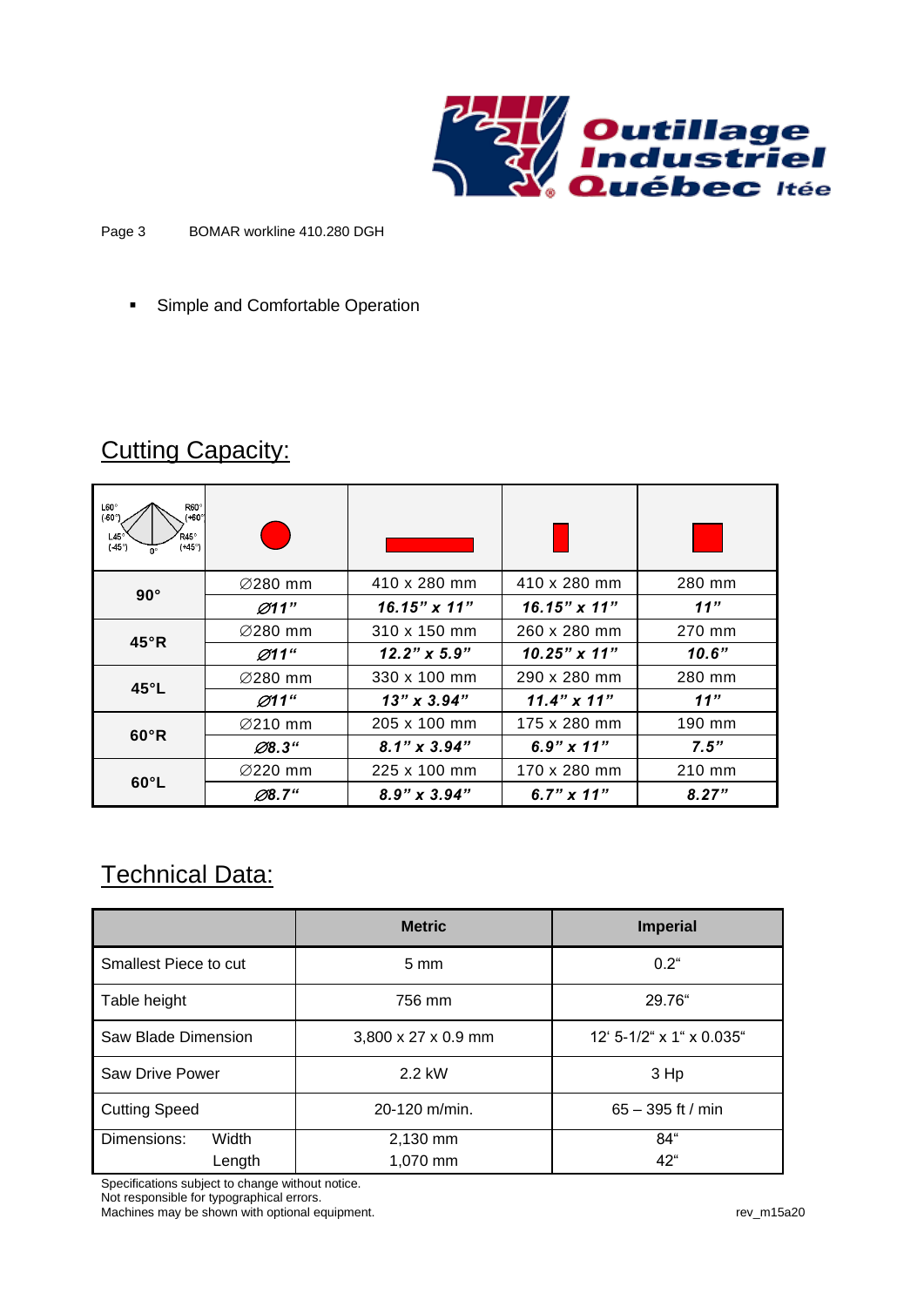- Simple and Comfortable Operation

## Cutting Capacity:

| L60° (-60°) R60° (+60°) L45° (-45°) R45° (+45°) 0° | ● (round) | ▬ (flat rectangle) | ▮ (upright rectangle) | ■ (square) |
|---|---|---|---|---|
| **90°** | ∅280 mm | 410 x 280 mm | 410 x 280 mm | 280 mm |
| | ***∅11"*** | ***16.15" x 11"*** | ***16.15" x 11"*** | ***11"*** |
| **45°R** | ∅280 mm | 310 x 150 mm | 260 x 280 mm | 270 mm |
| | ***∅11"*** | ***12.2" x 5.9"*** | ***10.25" x 11"*** | ***10.6"*** |
| **45°L** | ∅280 mm | 330 x 100 mm | 290 x 280 mm | 280 mm |
| | ***∅11"*** | ***13" x 3.94"*** | ***11.4" x 11"*** | ***11"*** |
| **60°R** | ∅210 mm | 205 x 100 mm | 175 x 280 mm | 190 mm |
| | ***∅8.3"*** | ***8.1" x 3.94"*** | ***6.9" x 11"*** | ***7.5"*** |
| **60°L** | ∅220 mm | 225 x 100 mm | 170 x 280 mm | 210 mm |
| | ***∅8.7"*** | ***8.9" x 3.94"*** | ***6.7" x 11"*** | ***8.27"*** |

## Technical Data:

| | **Metric** | **Imperial** |
|---|---|---|
| Smallest Piece to cut | 5 mm | 0.2" |
| Table height | 756 mm | 29.76" |
| Saw Blade Dimension | 3,800 x 27 x 0.9 mm | 12' 5-1/2" x 1" x 0.035" |
| Saw Drive Power | 2.2 kW | 3 Hp |
| Cutting Speed | 20-120 m/min. | 65 – 395 ft / min |
| Dimensions: Width | 2,130 mm | 84" |
| Length | 1,070 mm | 42" |

Specifications subject to change without notice.
Not responsible for typographical errors.
Machines may be shown with optional equipment.

rev_m15a20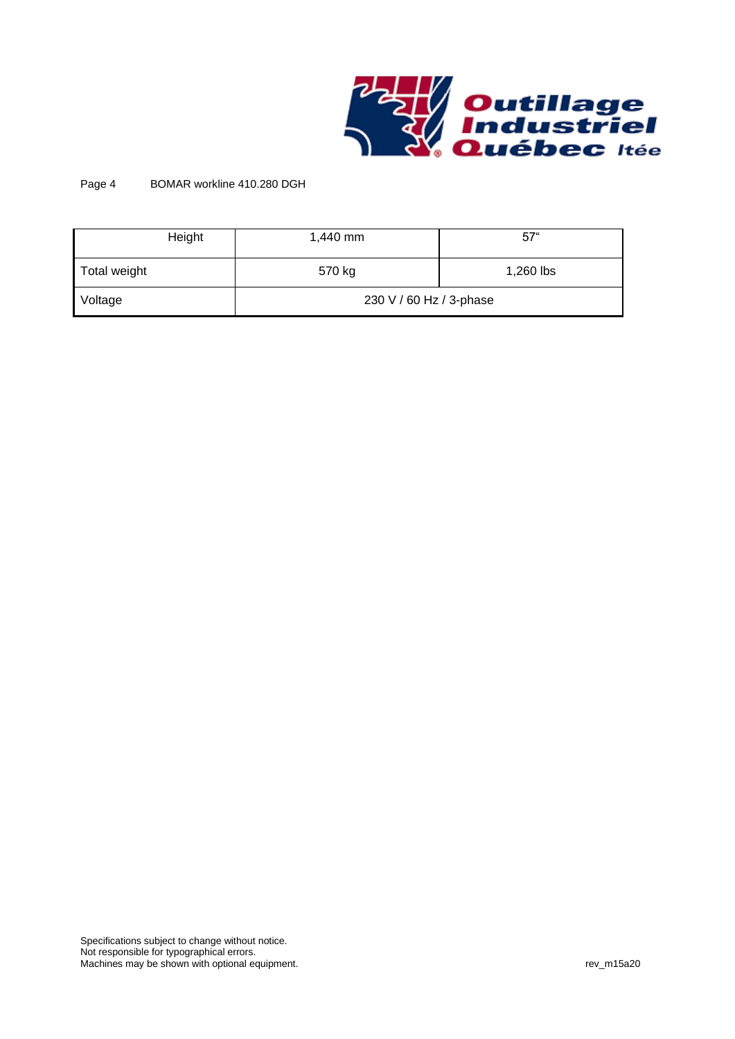| Height | 1,440 mm | 57" |
|---|---|---|
| Total weight | 570 kg | 1,260 lbs |
| Voltage | 230 V / 60 Hz / 3-phase | |

Specifications subject to change without notice.
Not responsible for typographical errors.
Machines may be shown with optional equipment.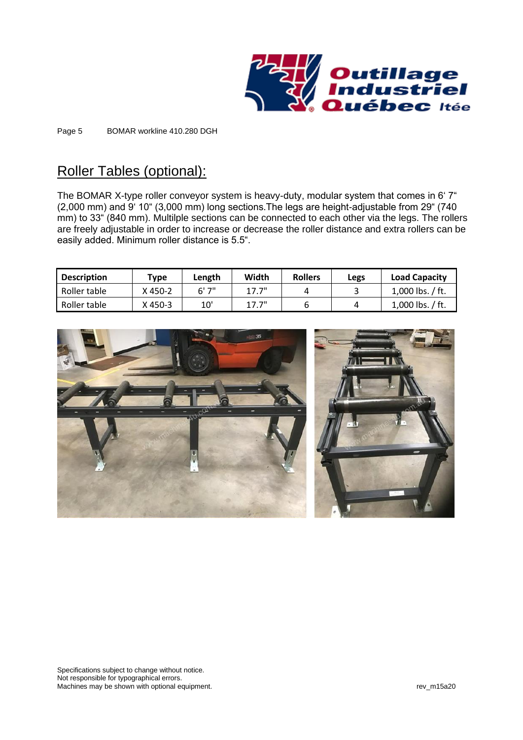## Roller Tables (optional):

The BOMAR X-type roller conveyor system is heavy-duty, modular system that comes in 6' 7" (2,000 mm) and 9' 10" (3,000 mm) long sections.The legs are height-adjustable from 29" (740 mm) to 33" (840 mm). Multilple sections can be connected to each other via the legs. The rollers are freely adjustable in order to increase or decrease the roller distance and extra rollers can be easily added. Minimum roller distance is 5.5".

| Description | Type | Length | Width | Rollers | Legs | Load Capacity |
|---|---|---|---|---|---|---|
| Roller table | X 450-2 | 6' 7" | 17.7" | 4 | 3 | 1,000 lbs. / ft. |
| Roller table | X 450-3 | 10' | 17.7" | 6 | 4 | 1,000 lbs. / ft. |

Specifications subject to change without notice.
Not responsible for typographical errors.
Machines may be shown with optional equipment.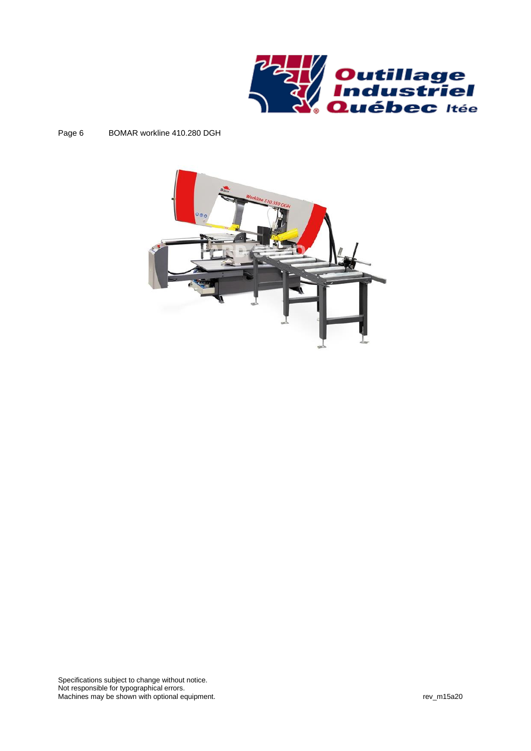Specifications subject to change without notice.
Not responsible for typographical errors.
Machines may be shown with optional equipment.

rev_m15a20